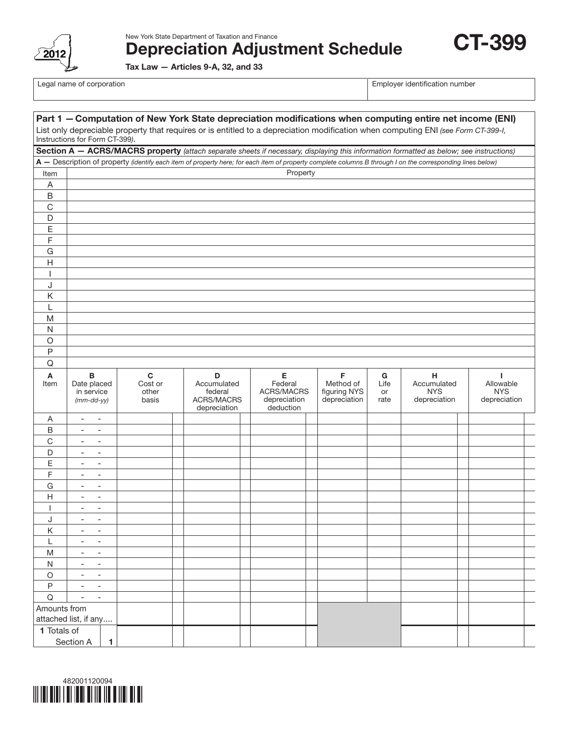New York State Department of Taxation and Finance

# Depreciation Adjustment Schedule

# CT-399

2012

**Tax Law — Articles 9-A, 32, and 33**

| Legal name of corporation | Employer identification number |
|---|---|
| | |

## Part 1 — Computation of New York State depreciation modifications when computing entire net income (ENI)

List only depreciable property that requires or is entitled to a depreciation modification when computing ENI *(see Form CT-399-I, Instructions for Form CT-399)*.

### Section A — ACRS/MACRS property *(attach separate sheets if necessary, displaying this information formatted as below; see instructions)*

**A —** Description of property *(identify each item of property here; for each item of property complete columns B through I on the corresponding lines below)*

| Item | Property |
|---|---|
| A | |
| B | |
| C | |
| D | |
| E | |
| F | |
| G | |
| H | |
| I | |
| J | |
| K | |
| L | |
| M | |
| N | |
| O | |
| P | |
| Q | |

| A Item | B Date placed in service *(mm-dd-yy)* | C Cost or other basis | D Accumulated federal ACRS/MACRS depreciation | E Federal ACRS/MACRS depreciation deduction | F Method of figuring NYS depreciation | G Life or rate | H Accumulated NYS depreciation | I Allowable NYS depreciation |
|---|---|---|---|---|---|---|---|---|
| A | - - | | | | | | | |
| B | - - | | | | | | | |
| C | - - | | | | | | | |
| D | - - | | | | | | | |
| E | - - | | | | | | | |
| F | - - | | | | | | | |
| G | - - | | | | | | | |
| H | - - | | | | | | | |
| I | - - | | | | | | | |
| J | - - | | | | | | | |
| K | - - | | | | | | | |
| L | - - | | | | | | | |
| M | - - | | | | | | | |
| N | - - | | | | | | | |
| O | - - | | | | | | | |
| P | - - | | | | | | | |
| Q | - - | | | | | | | |
| Amounts from attached list, if any.... | | | | | | | | |
| **1** Totals of Section A | **1** | | | | | | | |

482001120094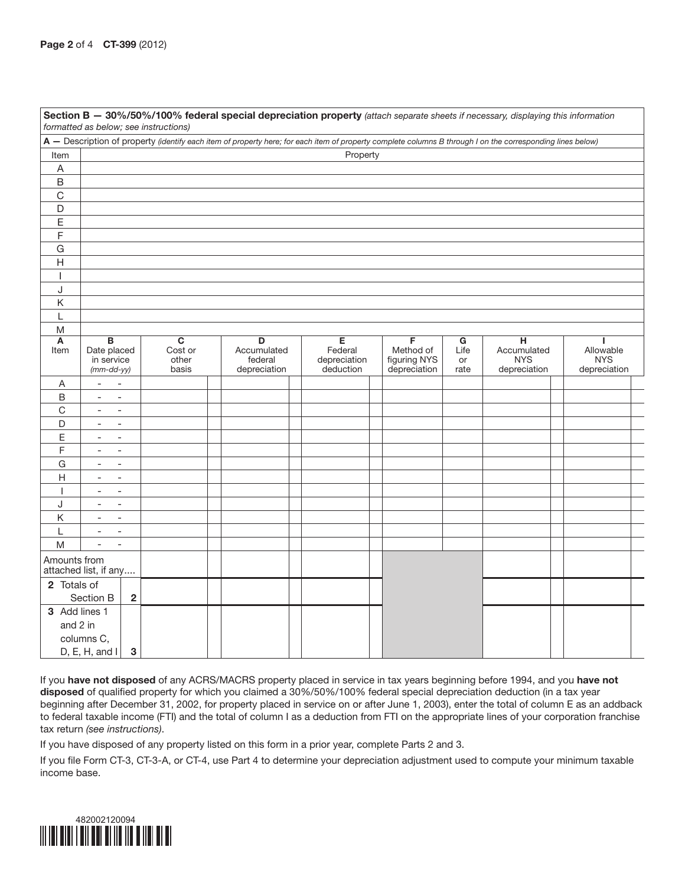**Section B — 30%/50%/100% federal special depreciation property** *(attach separate sheets if necessary, displaying this information formatted as below; see instructions)*

**A —** Description of property *(identify each item of property here; for each item of property complete columns B through I on the corresponding lines below)*

| Item | Property |
|---|---|
| A | |
| B | |
| C | |
| D | |
| E | |
| F | |
| G | |
| H | |
| I | |
| J | |
| K | |
| L | |
| M | |

| A Item | B Date placed in service *(mm-dd-yy)* | C Cost or other basis | D Accumulated federal depreciation | E Federal depreciation deduction | F Method of figuring NYS depreciation | G Life or rate | H Accumulated NYS depreciation | I Allowable NYS depreciation |
|---|---|---|---|---|---|---|---|---|
| A | - - | | | | | | | |
| B | - - | | | | | | | |
| C | - - | | | | | | | |
| D | - - | | | | | | | |
| E | - - | | | | | | | |
| F | - - | | | | | | | |
| G | - - | | | | | | | |
| H | - - | | | | | | | |
| I | - - | | | | | | | |
| J | - - | | | | | | | |
| K | - - | | | | | | | |
| L | - - | | | | | | | |
| M | - - | | | | | | | |
| Amounts from attached list, if any.... | | | | | | | | |
| **2** Totals of Section B | **2** | | | | | | | |
| **3** Add lines 1 and 2 in columns C, D, E, H, and I | **3** | | | | | | | |

If you **have not disposed** of any ACRS/MACRS property placed in service in tax years beginning before 1994, and you **have not disposed** of qualified property for which you claimed a 30%/50%/100% federal special depreciation deduction (in a tax year beginning after December 31, 2002, for property placed in service on or after June 1, 2003), enter the total of column E as an addback to federal taxable income (FTI) and the total of column I as a deduction from FTI on the appropriate lines of your corporation franchise tax return *(see instructions)*.

If you have disposed of any property listed on this form in a prior year, complete Parts 2 and 3.

If you file Form CT-3, CT-3-A, or CT-4, use Part 4 to determine your depreciation adjustment used to compute your minimum taxable income base.

482002120094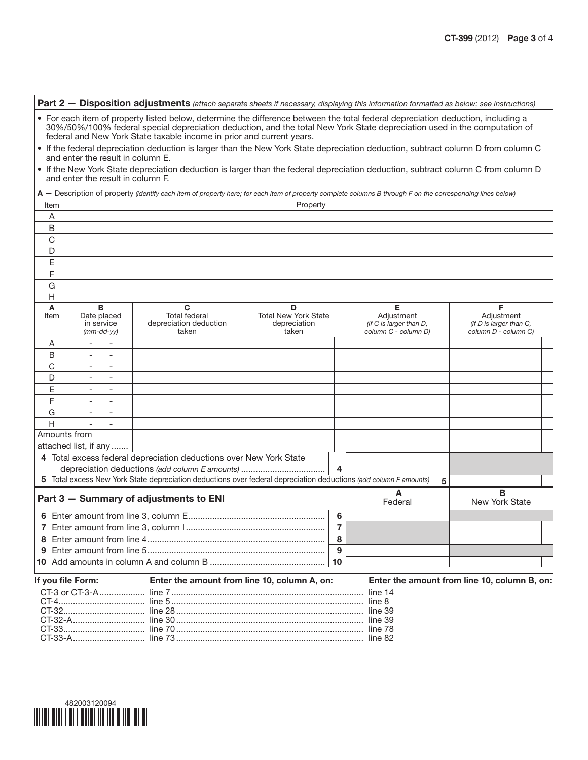## Part 2 — Disposition adjustments *(attach separate sheets if necessary, displaying this information formatted as below; see instructions)*

- For each item of property listed below, determine the difference between the total federal depreciation deduction, including a 30%/50%/100% federal special depreciation deduction, and the total New York State depreciation used in the computation of federal and New York State taxable income in prior and current years.
- If the federal depreciation deduction is larger than the New York State depreciation deduction, subtract column D from column C and enter the result in column E.
- If the New York State depreciation deduction is larger than the federal depreciation deduction, subtract column C from column D and enter the result in column F.

**A —** Description of property *(identify each item of property here; for each item of property complete columns B through F on the corresponding lines below)*

| Item | Property |
|---|---|
| A | |
| B | |
| C | |
| D | |
| E | |
| F | |
| G | |
| H | |

| A Item | B Date placed in service *(mm-dd-yy)* | C Total federal depreciation deduction taken | D Total New York State depreciation taken | E Adjustment *(if C is larger than D, column C - column D)* | F Adjustment *(if D is larger than C, column D - column C)* |
|---|---|---|---|---|---|
| A | - - | | | | |
| B | - - | | | | |
| C | - - | | | | |
| D | - - | | | | |
| E | - - | | | | |
| F | - - | | | | |
| G | - - | | | | |
| H | - - | | | | |
| Amounts from attached list, if any ....... | | | | | |

| Line | Description | | Amount |
|---|---|---|---|
| 4 | Total excess federal depreciation deductions over New York State depreciation deductions *(add column E amounts)* .................................. | 4 | |
| 5 | Total excess New York State depreciation deductions over federal depreciation deductions *(add column F amounts)* | 5 | |

## Part 3 — Summary of adjustments to ENI

| Line | Description | | A Federal | B New York State |
|---|---|---|---|---|
| 6 | Enter amount from line 3, column E......................................................... | 6 | | |
| 7 | Enter amount from line 3, column I.......................................................... | 7 | | |
| 8 | Enter amount from line 4......................................................................... | 8 | | |
| 9 | Enter amount from line 5......................................................................... | 9 | | |
| 10 | Add amounts in column A and column B ................................................ | 10 | | |

| If you file Form: | Enter the amount from line 10, column A, on: | Enter the amount from line 10, column B, on: |
|---|---|---|
| CT-3 or CT-3-A | line 7 | line 14 |
| CT-4 | line 5 | line 8 |
| CT-32 | line 28 | line 39 |
| CT-32-A | line 30 | line 39 |
| CT-33 | line 70 | line 78 |
| CT-33-A | line 73 | line 82 |

482003120094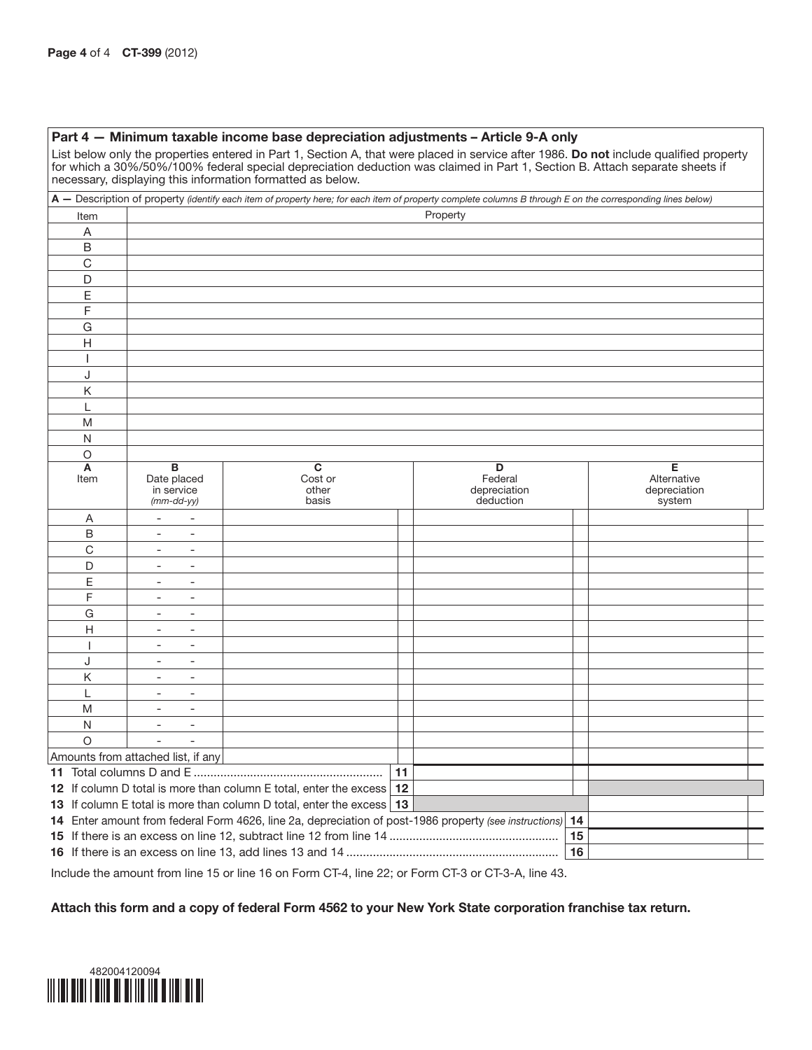## Part 4 — Minimum taxable income base depreciation adjustments – Article 9-A only

List below only the properties entered in Part 1, Section A, that were placed in service after 1986. **Do not** include qualified property for which a 30%/50%/100% federal special depreciation deduction was claimed in Part 1, Section B. Attach separate sheets if necessary, displaying this information formatted as below.

**A —** Description of property *(identify each item of property here; for each item of property complete columns B through E on the corresponding lines below)*

| Item | Property |
|---|---|
| A | |
| B | |
| C | |
| D | |
| E | |
| F | |
| G | |
| H | |
| I | |
| J | |
| K | |
| L | |
| M | |
| N | |
| O | |

| A Item | B Date placed in service *(mm-dd-yy)* | C Cost or other basis | D Federal depreciation deduction | E Alternative depreciation system |
|---|---|---|---|---|
| A | - - | | | |
| B | - - | | | |
| C | - - | | | |
| D | - - | | | |
| E | - - | | | |
| F | - - | | | |
| G | - - | | | |
| H | - - | | | |
| I | - - | | | |
| J | - - | | | |
| K | - - | | | |
| L | - - | | | |
| M | - - | | | |
| N | - - | | | |
| O | - - | | | |
| Amounts from attached list, if any | | | | |

| | | | |
|---|---|---|---|
| **11** Total columns D and E | 11 | | |
| **12** If column D total is more than column E total, enter the excess | 12 | | |
| **13** If column E total is more than column D total, enter the excess | 13 | | |

| | | |
|---|---|---|
| **14** Enter amount from federal Form 4626, line 2a, depreciation of post-1986 property *(see instructions)* | 14 | |
| **15** If there is an excess on line 12, subtract line 12 from line 14 | 15 | |
| **16** If there is an excess on line 13, add lines 13 and 14 | 16 | |

Include the amount from line 15 or line 16 on Form CT-4, line 22; or Form CT-3 or CT-3-A, line 43.

**Attach this form and a copy of federal Form 4562 to your New York State corporation franchise tax return.**

482004120094